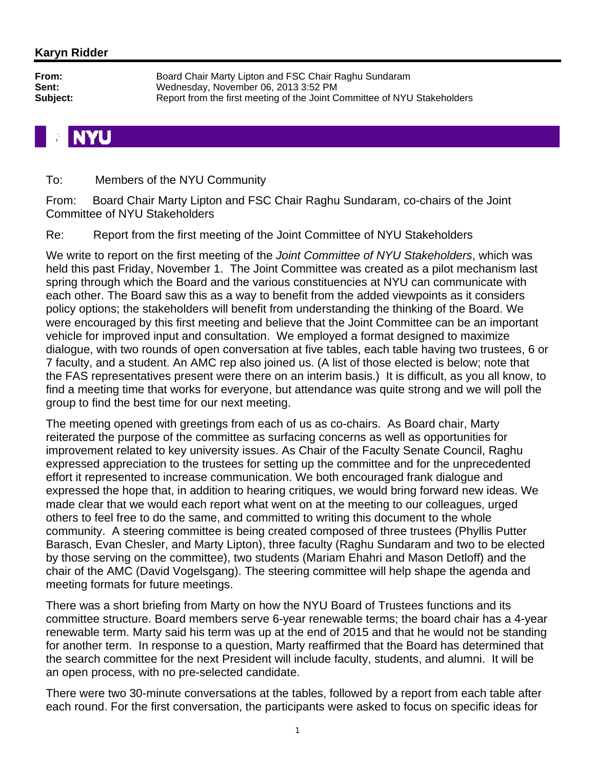**Karyn Ridder**

**From:** Board Chair Marty Lipton and FSC Chair Raghu Sundaram
**Sent:** Wednesday, November 06, 2013 3:52 PM
**Subject:** Report from the first meeting of the Joint Committee of NYU Stakeholders

NYU

To: Members of the NYU Community

From: Board Chair Marty Lipton and FSC Chair Raghu Sundaram, co-chairs of the Joint Committee of NYU Stakeholders

Re: Report from the first meeting of the Joint Committee of NYU Stakeholders

We write to report on the first meeting of the *Joint Committee of NYU Stakeholders*, which was held this past Friday, November 1. The Joint Committee was created as a pilot mechanism last spring through which the Board and the various constituencies at NYU can communicate with each other. The Board saw this as a way to benefit from the added viewpoints as it considers policy options; the stakeholders will benefit from understanding the thinking of the Board. We were encouraged by this first meeting and believe that the Joint Committee can be an important vehicle for improved input and consultation. We employed a format designed to maximize dialogue, with two rounds of open conversation at five tables, each table having two trustees, 6 or 7 faculty, and a student. An AMC rep also joined us. (A list of those elected is below; note that the FAS representatives present were there on an interim basis.) It is difficult, as you all know, to find a meeting time that works for everyone, but attendance was quite strong and we will poll the group to find the best time for our next meeting.

The meeting opened with greetings from each of us as co-chairs. As Board chair, Marty reiterated the purpose of the committee as surfacing concerns as well as opportunities for improvement related to key university issues. As Chair of the Faculty Senate Council, Raghu expressed appreciation to the trustees for setting up the committee and for the unprecedented effort it represented to increase communication. We both encouraged frank dialogue and expressed the hope that, in addition to hearing critiques, we would bring forward new ideas. We made clear that we would each report what went on at the meeting to our colleagues, urged others to feel free to do the same, and committed to writing this document to the whole community. A steering committee is being created composed of three trustees (Phyllis Putter Barasch, Evan Chesler, and Marty Lipton), three faculty (Raghu Sundaram and two to be elected by those serving on the committee), two students (Mariam Ehahri and Mason Detloff) and the chair of the AMC (David Vogelsgang). The steering committee will help shape the agenda and meeting formats for future meetings.

There was a short briefing from Marty on how the NYU Board of Trustees functions and its committee structure. Board members serve 6-year renewable terms; the board chair has a 4-year renewable term. Marty said his term was up at the end of 2015 and that he would not be standing for another term. In response to a question, Marty reaffirmed that the Board has determined that the search committee for the next President will include faculty, students, and alumni. It will be an open process, with no pre-selected candidate.

There were two 30-minute conversations at the tables, followed by a report from each table after each round. For the first conversation, the participants were asked to focus on specific ideas for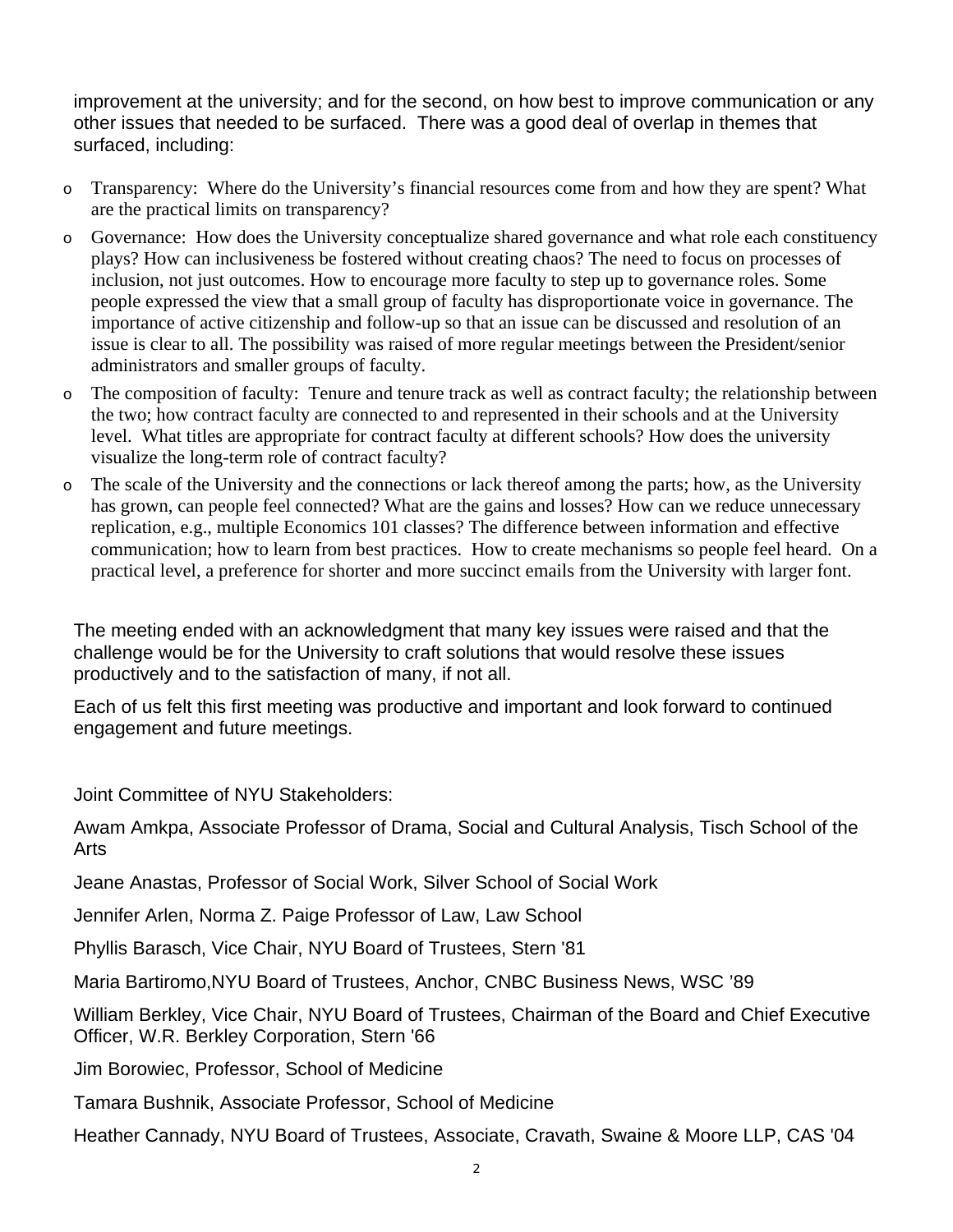improvement at the university; and for the second, on how best to improve communication or any other issues that needed to be surfaced. There was a good deal of overlap in themes that surfaced, including:

- Transparency: Where do the University's financial resources come from and how they are spent? What are the practical limits on transparency?
- Governance: How does the University conceptualize shared governance and what role each constituency plays? How can inclusiveness be fostered without creating chaos? The need to focus on processes of inclusion, not just outcomes. How to encourage more faculty to step up to governance roles. Some people expressed the view that a small group of faculty has disproportionate voice in governance. The importance of active citizenship and follow-up so that an issue can be discussed and resolution of an issue is clear to all. The possibility was raised of more regular meetings between the President/senior administrators and smaller groups of faculty.
- The composition of faculty: Tenure and tenure track as well as contract faculty; the relationship between the two; how contract faculty are connected to and represented in their schools and at the University level. What titles are appropriate for contract faculty at different schools? How does the university visualize the long-term role of contract faculty?
- The scale of the University and the connections or lack thereof among the parts; how, as the University has grown, can people feel connected? What are the gains and losses? How can we reduce unnecessary replication, e.g., multiple Economics 101 classes? The difference between information and effective communication; how to learn from best practices. How to create mechanisms so people feel heard. On a practical level, a preference for shorter and more succinct emails from the University with larger font.

The meeting ended with an acknowledgment that many key issues were raised and that the challenge would be for the University to craft solutions that would resolve these issues productively and to the satisfaction of many, if not all.

Each of us felt this first meeting was productive and important and look forward to continued engagement and future meetings.

Joint Committee of NYU Stakeholders:

Awam Amkpa, Associate Professor of Drama, Social and Cultural Analysis, Tisch School of the Arts

Jeane Anastas, Professor of Social Work, Silver School of Social Work

Jennifer Arlen, Norma Z. Paige Professor of Law, Law School

Phyllis Barasch, Vice Chair, NYU Board of Trustees, Stern '81

Maria Bartiromo,NYU Board of Trustees, Anchor, CNBC Business News, WSC '89

William Berkley, Vice Chair, NYU Board of Trustees, Chairman of the Board and Chief Executive Officer, W.R. Berkley Corporation, Stern '66

Jim Borowiec, Professor, School of Medicine

Tamara Bushnik, Associate Professor, School of Medicine

Heather Cannady, NYU Board of Trustees, Associate, Cravath, Swaine & Moore LLP, CAS '04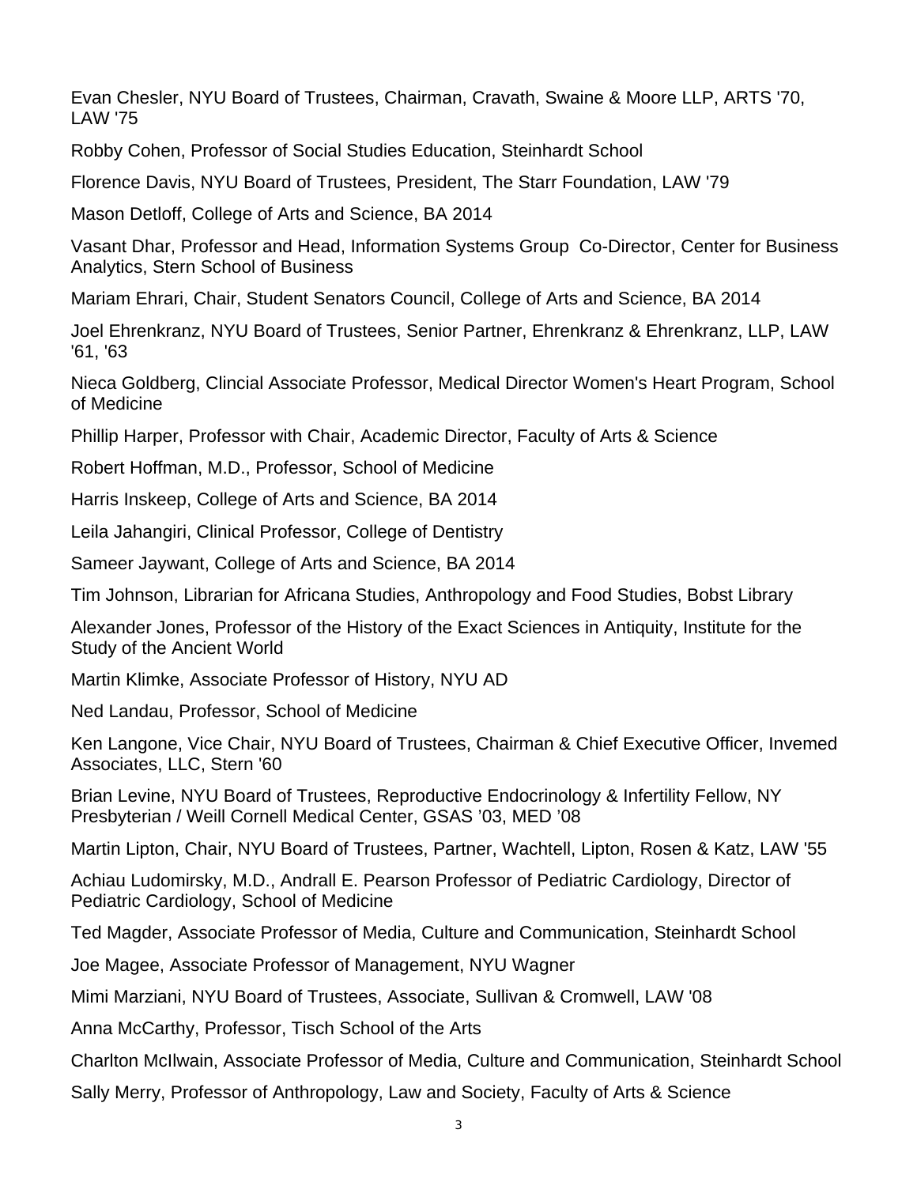Evan Chesler, NYU Board of Trustees, Chairman, Cravath, Swaine & Moore LLP, ARTS '70, LAW '75

Robby Cohen, Professor of Social Studies Education, Steinhardt School

Florence Davis, NYU Board of Trustees, President, The Starr Foundation, LAW '79

Mason Detloff, College of Arts and Science, BA 2014

Vasant Dhar, Professor and Head, Information Systems Group  Co-Director, Center for Business Analytics, Stern School of Business

Mariam Ehrari, Chair, Student Senators Council, College of Arts and Science, BA 2014

Joel Ehrenkranz, NYU Board of Trustees, Senior Partner, Ehrenkranz & Ehrenkranz, LLP, LAW '61, '63

Nieca Goldberg, Clincial Associate Professor, Medical Director Women's Heart Program, School of Medicine

Phillip Harper, Professor with Chair, Academic Director, Faculty of Arts & Science

Robert Hoffman, M.D., Professor, School of Medicine

Harris Inskeep, College of Arts and Science, BA 2014

Leila Jahangiri, Clinical Professor, College of Dentistry

Sameer Jaywant, College of Arts and Science, BA 2014

Tim Johnson, Librarian for Africana Studies, Anthropology and Food Studies, Bobst Library

Alexander Jones, Professor of the History of the Exact Sciences in Antiquity, Institute for the Study of the Ancient World

Martin Klimke, Associate Professor of History, NYU AD

Ned Landau, Professor, School of Medicine

Ken Langone, Vice Chair, NYU Board of Trustees, Chairman & Chief Executive Officer, Invemed Associates, LLC, Stern '60

Brian Levine, NYU Board of Trustees, Reproductive Endocrinology & Infertility Fellow, NY Presbyterian / Weill Cornell Medical Center, GSAS '03, MED '08

Martin Lipton, Chair, NYU Board of Trustees, Partner, Wachtell, Lipton, Rosen & Katz, LAW '55

Achiau Ludomirsky, M.D., Andrall E. Pearson Professor of Pediatric Cardiology, Director of Pediatric Cardiology, School of Medicine

Ted Magder, Associate Professor of Media, Culture and Communication, Steinhardt School

Joe Magee, Associate Professor of Management, NYU Wagner

Mimi Marziani, NYU Board of Trustees, Associate, Sullivan & Cromwell, LAW '08

Anna McCarthy, Professor, Tisch School of the Arts

Charlton McIlwain, Associate Professor of Media, Culture and Communication, Steinhardt School

Sally Merry, Professor of Anthropology, Law and Society, Faculty of Arts & Science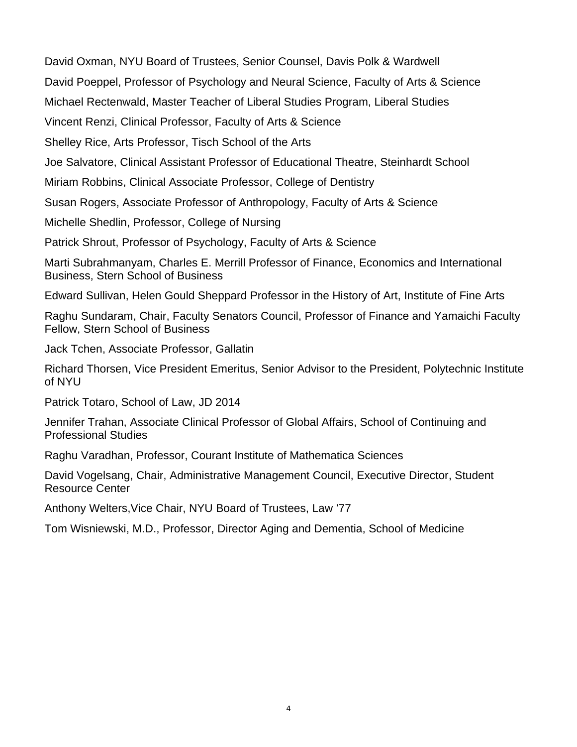David Oxman, NYU Board of Trustees, Senior Counsel, Davis Polk & Wardwell

David Poeppel, Professor of Psychology and Neural Science, Faculty of Arts & Science

Michael Rectenwald, Master Teacher of Liberal Studies Program, Liberal Studies

Vincent Renzi, Clinical Professor, Faculty of Arts & Science

Shelley Rice, Arts Professor, Tisch School of the Arts

Joe Salvatore, Clinical Assistant Professor of Educational Theatre, Steinhardt School

Miriam Robbins, Clinical Associate Professor, College of Dentistry

Susan Rogers, Associate Professor of Anthropology, Faculty of Arts & Science

Michelle Shedlin, Professor, College of Nursing

Patrick Shrout, Professor of Psychology, Faculty of Arts & Science

Marti Subrahmanyam, Charles E. Merrill Professor of Finance, Economics and International Business, Stern School of Business

Edward Sullivan, Helen Gould Sheppard Professor in the History of Art, Institute of Fine Arts

Raghu Sundaram, Chair, Faculty Senators Council, Professor of Finance and Yamaichi Faculty Fellow, Stern School of Business

Jack Tchen, Associate Professor, Gallatin

Richard Thorsen, Vice President Emeritus, Senior Advisor to the President, Polytechnic Institute of NYU

Patrick Totaro, School of Law, JD 2014

Jennifer Trahan, Associate Clinical Professor of Global Affairs, School of Continuing and Professional Studies

Raghu Varadhan, Professor, Courant Institute of Mathematica Sciences

David Vogelsang, Chair, Administrative Management Council, Executive Director, Student Resource Center

Anthony Welters,Vice Chair, NYU Board of Trustees, Law '77

Tom Wisniewski, M.D., Professor, Director Aging and Dementia, School of Medicine